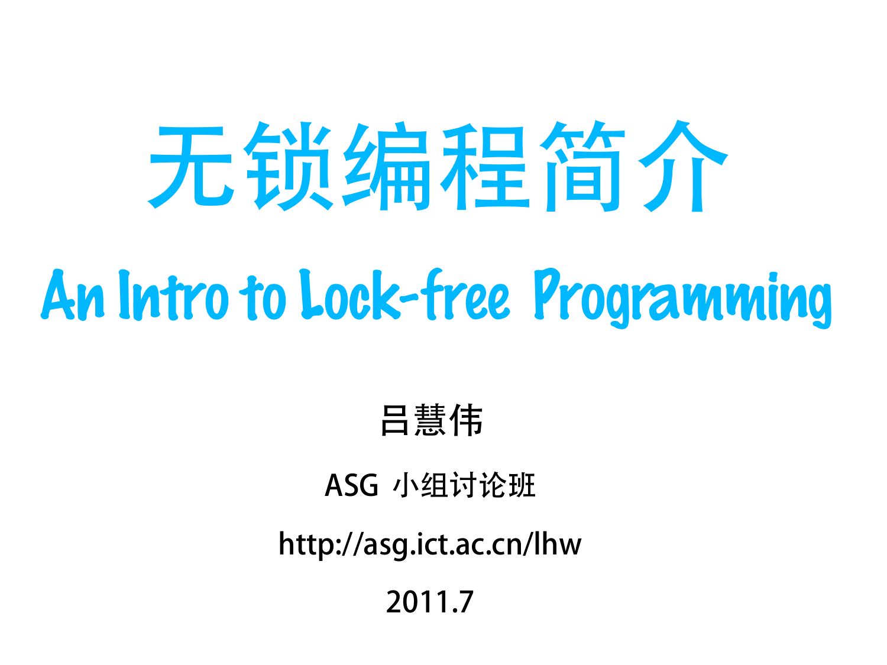# 无锁编程简介

# An Intro to Lock-free Programming

吕慧伟

ASG 小组讨论班

http://asg.ict.ac.cn/lhw

2011.7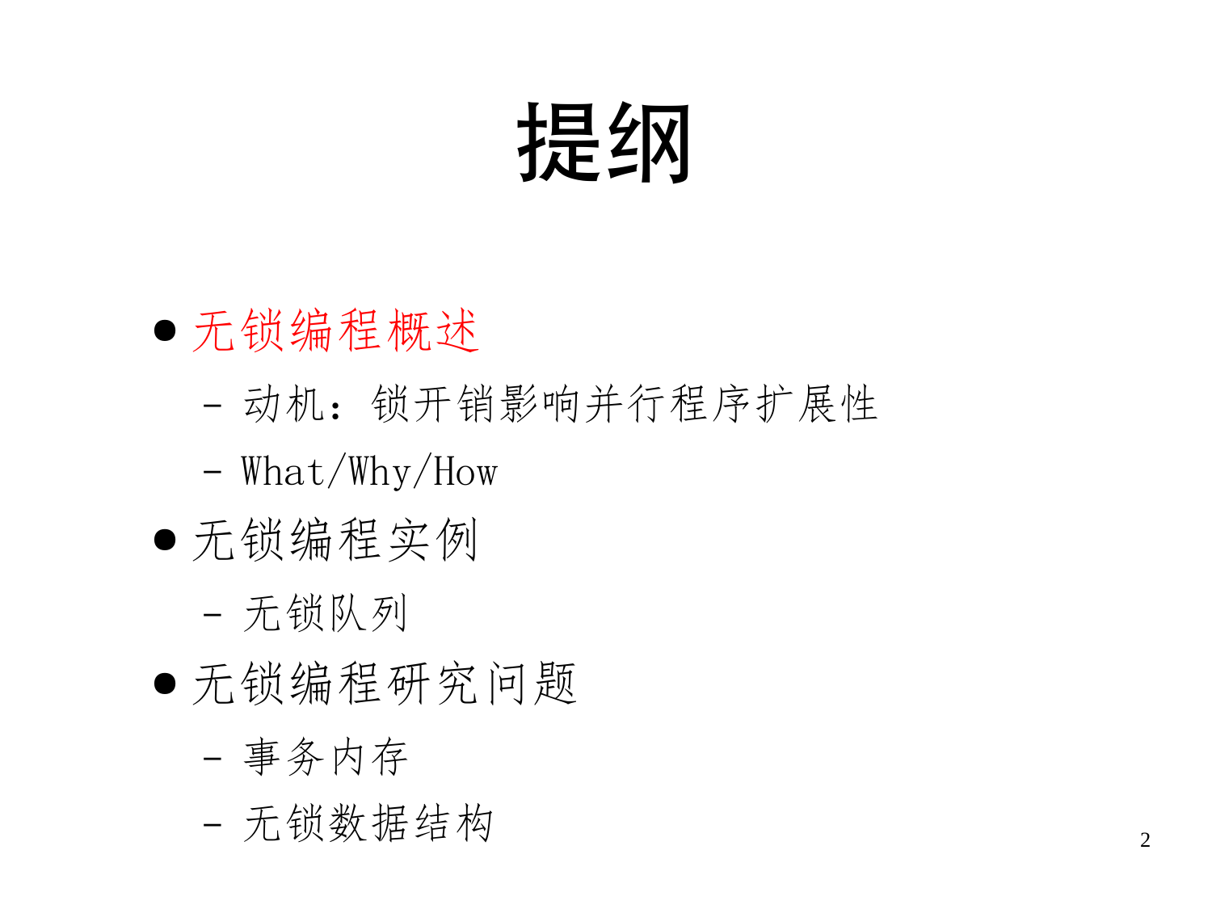# 提纲

- 无锁编程概述
  - 动机：锁开销影响并行程序扩展性
  - What/Why/How
- 无锁编程实例
  - 无锁队列
- 无锁编程研究问题
  - 事务内存
  - 无锁数据结构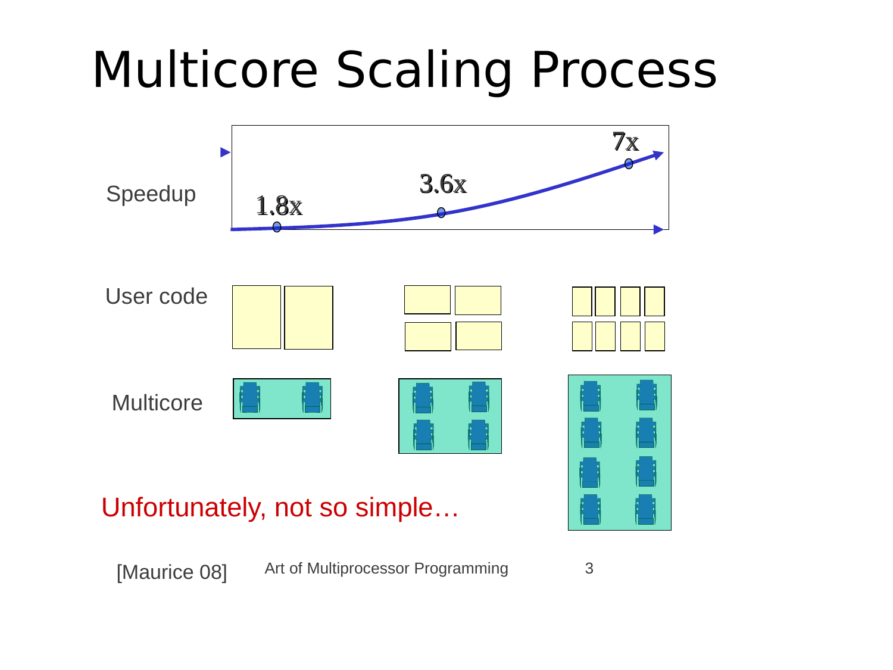# Multicore Scaling Process

Speedup

1.8x

3.6x

7x

User code

Multicore

Unfortunately, not so simple…

[Maurice 08]

Art of Multiprocessor Programming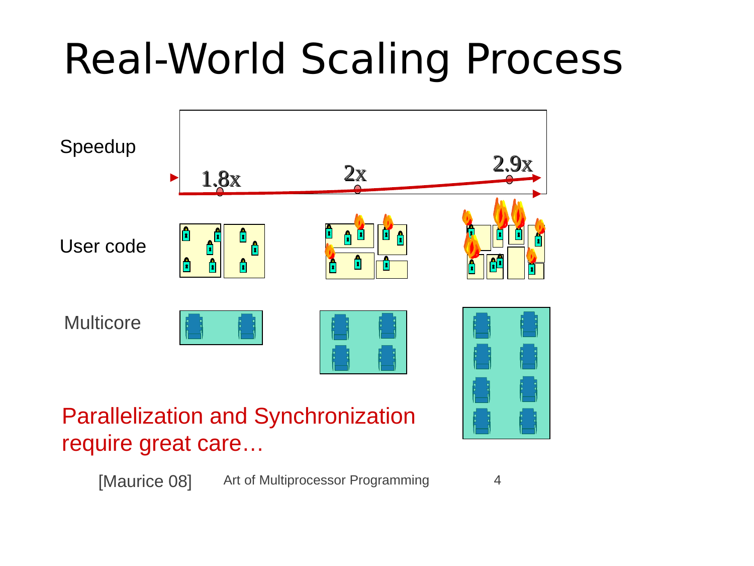# Real-World Scaling Process

Speedup: 1.8x, 2x, 2.9x

User code

Multicore

Parallelization and Synchronization require great care…

[Maurice 08]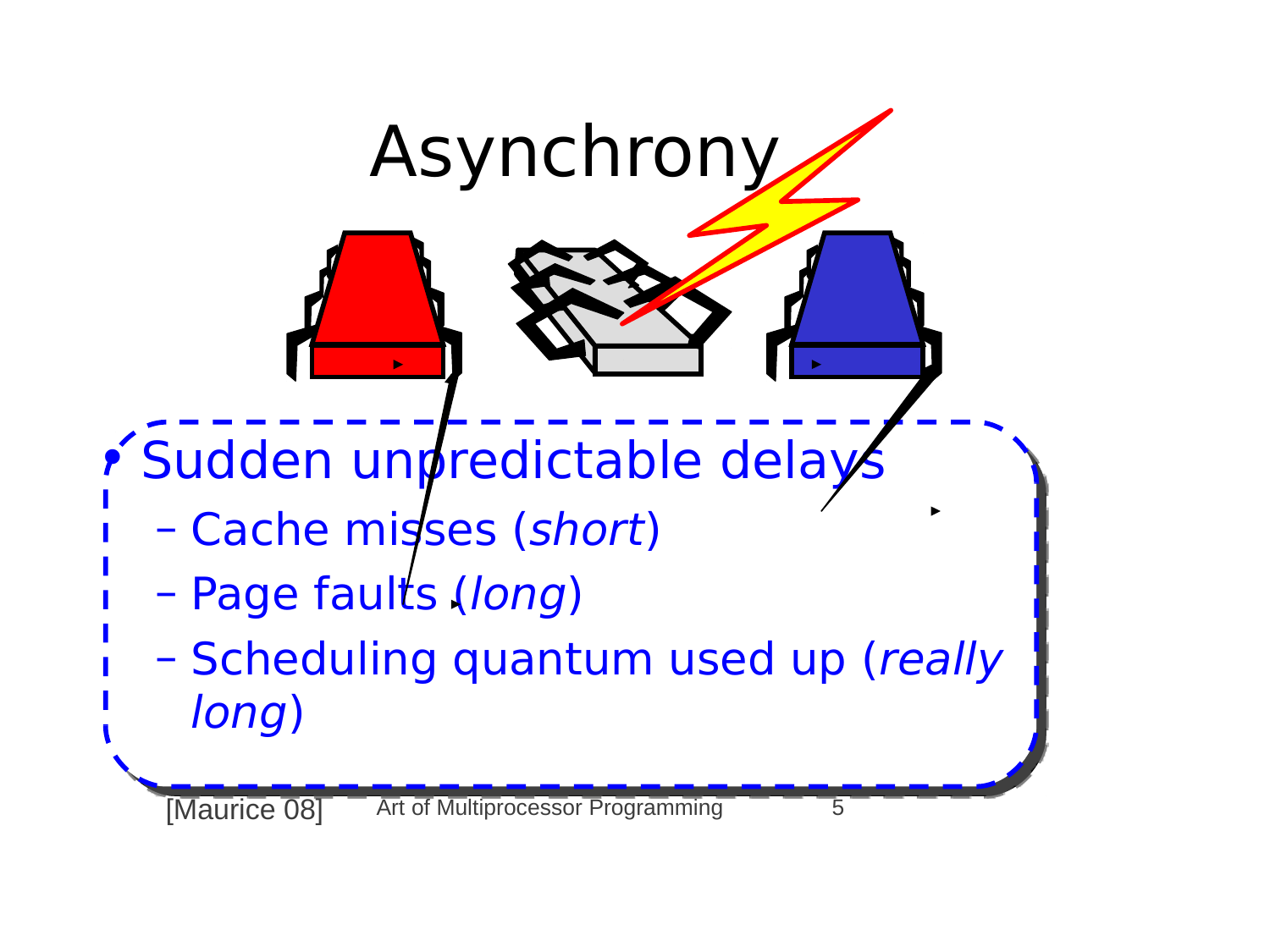# Asynchrony

- Sudden unpredictable delays
  - Cache misses (*short*)
  - Page faults (*long*)
  - Scheduling quantum used up (*really long*)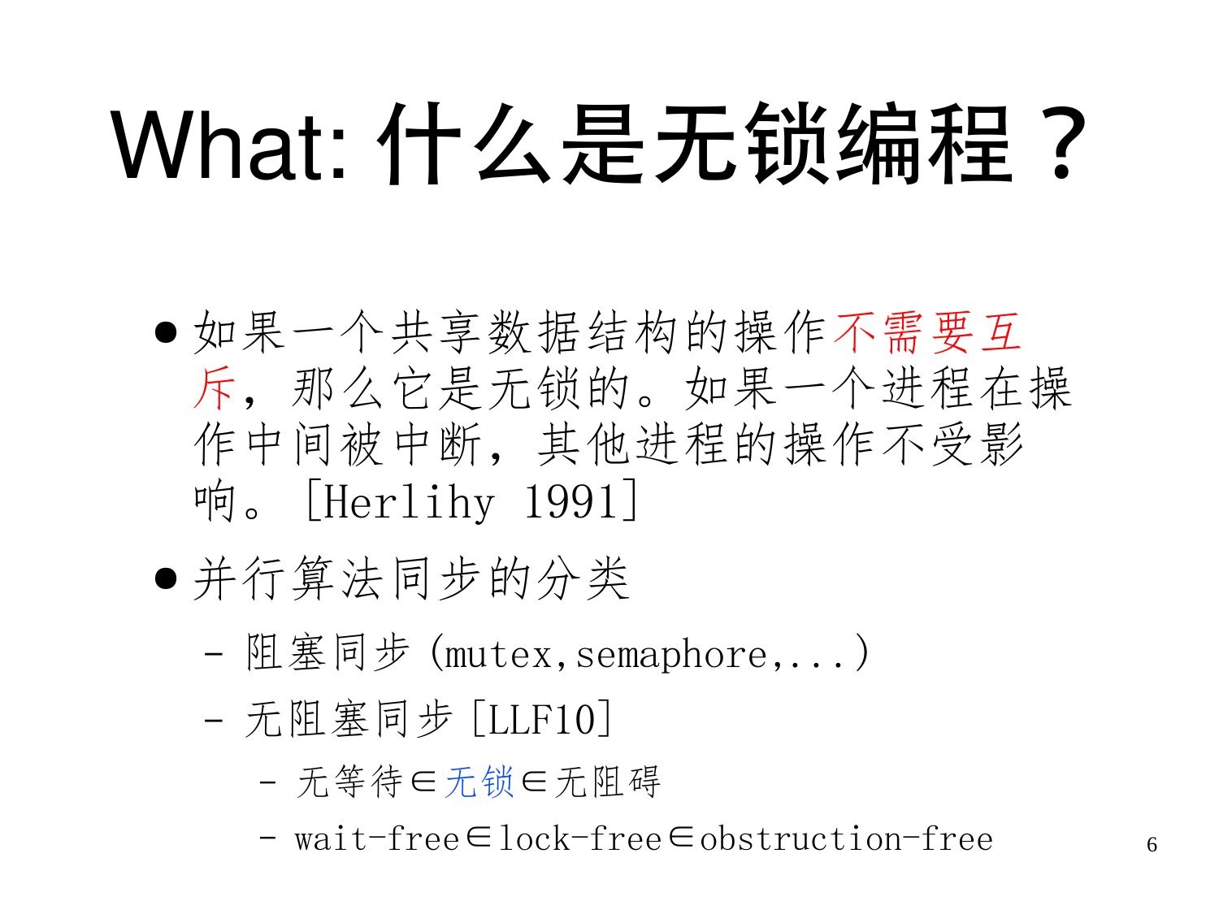# What: 什么是无锁编程？

- 如果一个共享数据结构的操作不需要互斥，那么它是无锁的。如果一个进程在操作中间被中断，其他进程的操作不受影响。[Herlihy 1991]
- 并行算法同步的分类
  - 阻塞同步 (mutex,semaphore,...)
  - 无阻塞同步 [LLF10]
    - 无等待∈无锁∈无阻碍
    - wait-free∈lock-free∈obstruction-free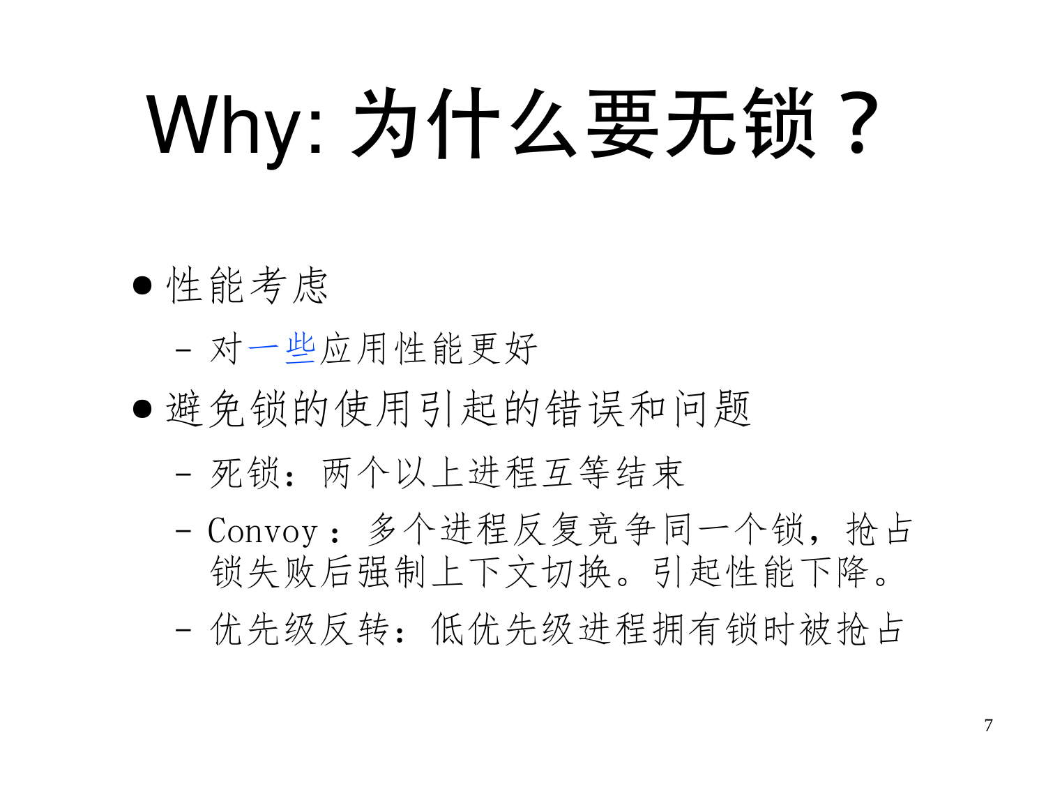# Why: 为什么要无锁？

- 性能考虑
  - 对一些应用性能更好
- 避免锁的使用引起的错误和问题
  - 死锁：两个以上进程互等结束
  - Convoy：多个进程反复竞争同一个锁，抢占锁失败后强制上下文切换。引起性能下降。
  - 优先级反转：低优先级进程拥有锁时被抢占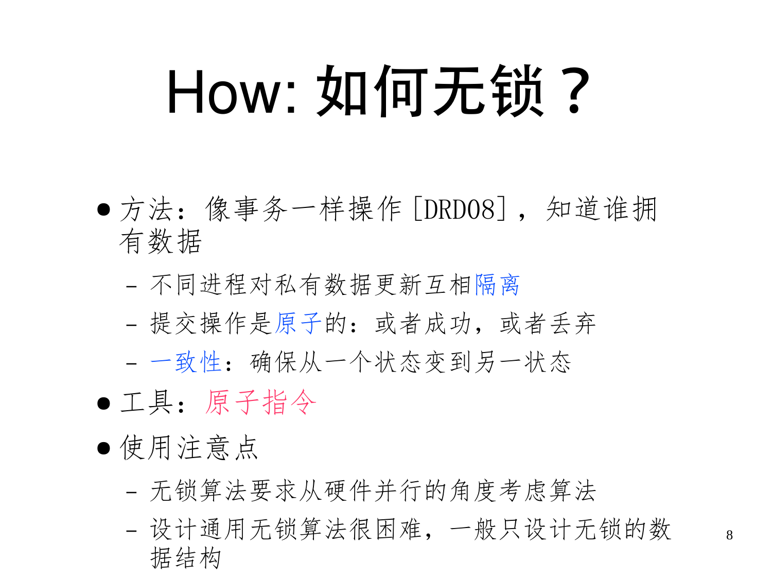# How: 如何无锁？

- 方法：像事务一样操作[DRD08]，知道谁拥有数据
  - 不同进程对私有数据更新互相隔离
  - 提交操作是原子的：或者成功，或者丢弃
  - 一致性：确保从一个状态变到另一状态
- 工具：原子指令
- 使用注意点
  - 无锁算法要求从硬件并行的角度考虑算法
  - 设计通用无锁算法很困难，一般只设计无锁的数据结构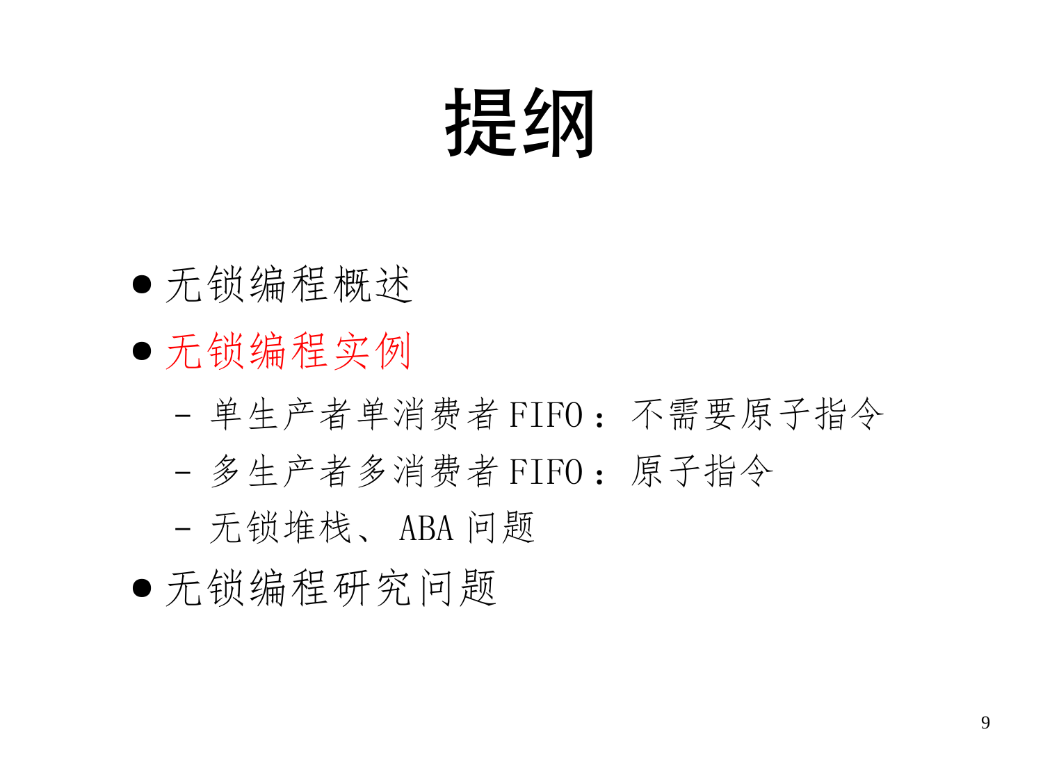# 提纲

- 无锁编程概述
- 无锁编程实例
  - 单生产者单消费者 FIFO：不需要原子指令
  - 多生产者多消费者 FIFO：原子指令
  - 无锁堆栈、ABA 问题
- 无锁编程研究问题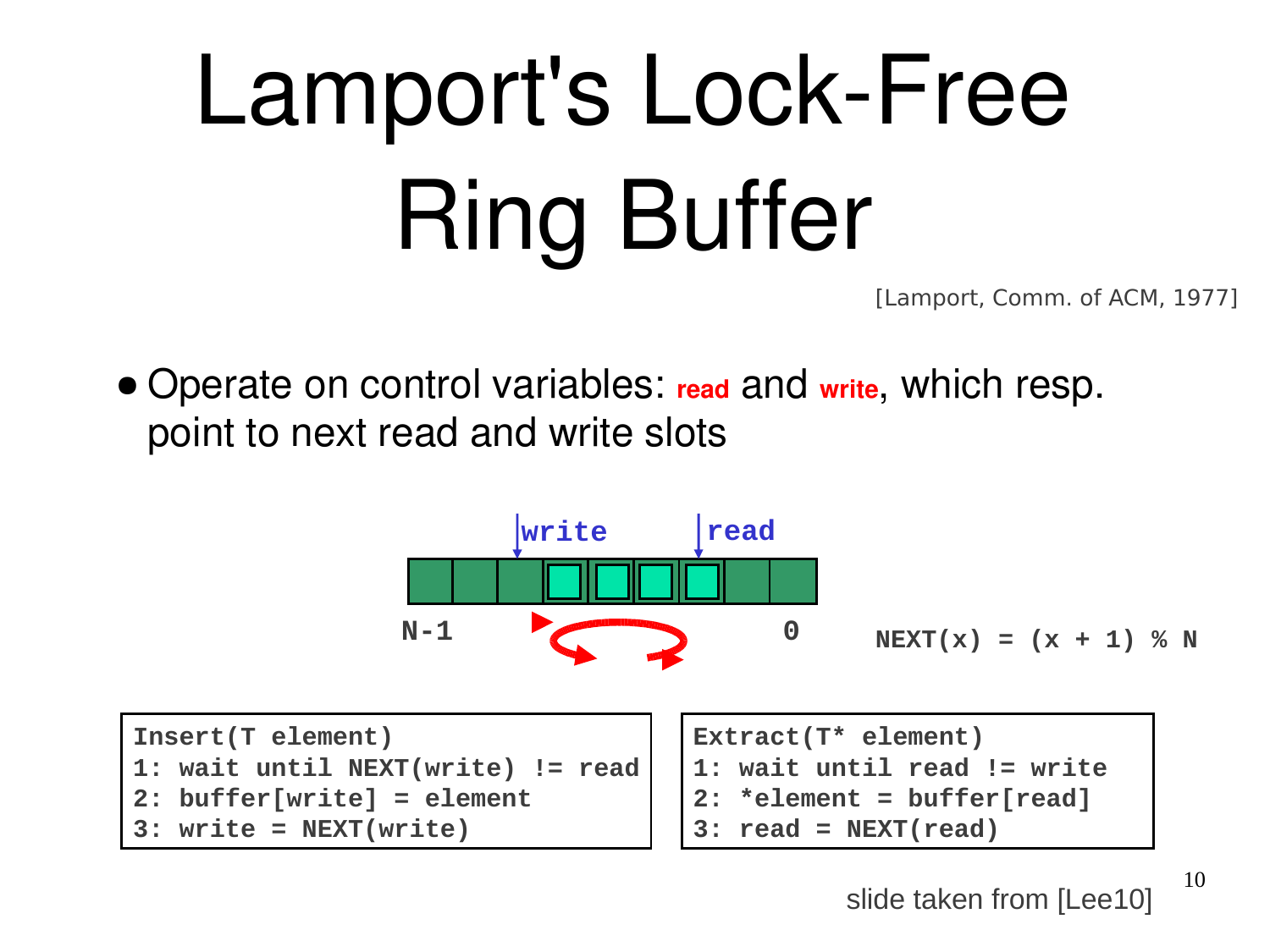# Lamport's Lock-Free Ring Buffer

[Lamport, Comm. of ACM, 1977]

- Operate on control variables: **read** and **write**, which resp. point to next read and write slots

write read

N-1 0

NEXT(x) = (x + 1) % N

```
Insert(T element)
1: wait until NEXT(write) != read
2: buffer[write] = element
3: write = NEXT(write)
```

```
Extract(T* element)
1: wait until read != write
2: *element = buffer[read]
3: read = NEXT(read)
```

slide taken from [Lee10]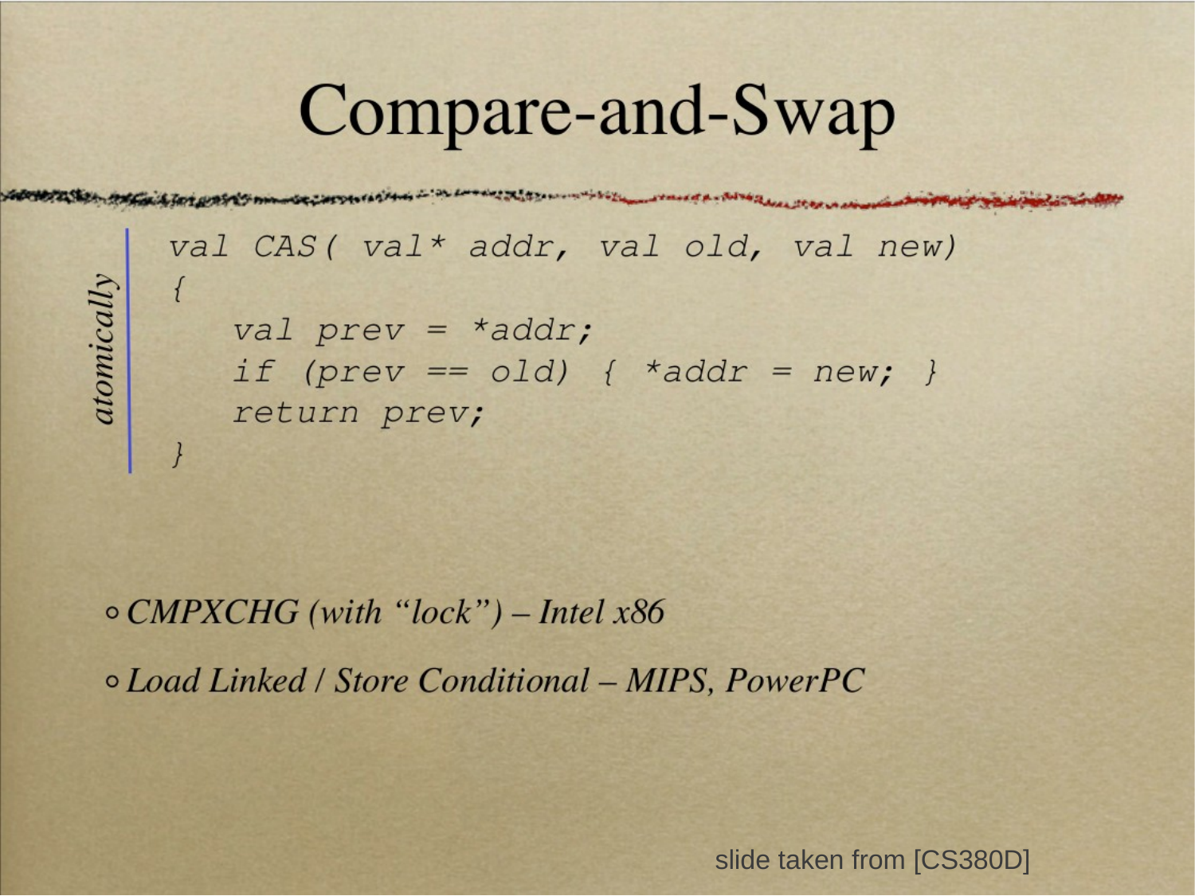# Compare-and-Swap

*atomically*

```
val CAS( val* addr, val old, val new)
{
    val prev = *addr;
    if (prev == old) { *addr = new; }
    return prev;
}
```

- *CMPXCHG (with "lock") – Intel x86*
- *Load Linked / Store Conditional – MIPS, PowerPC*

slide taken from [CS380D]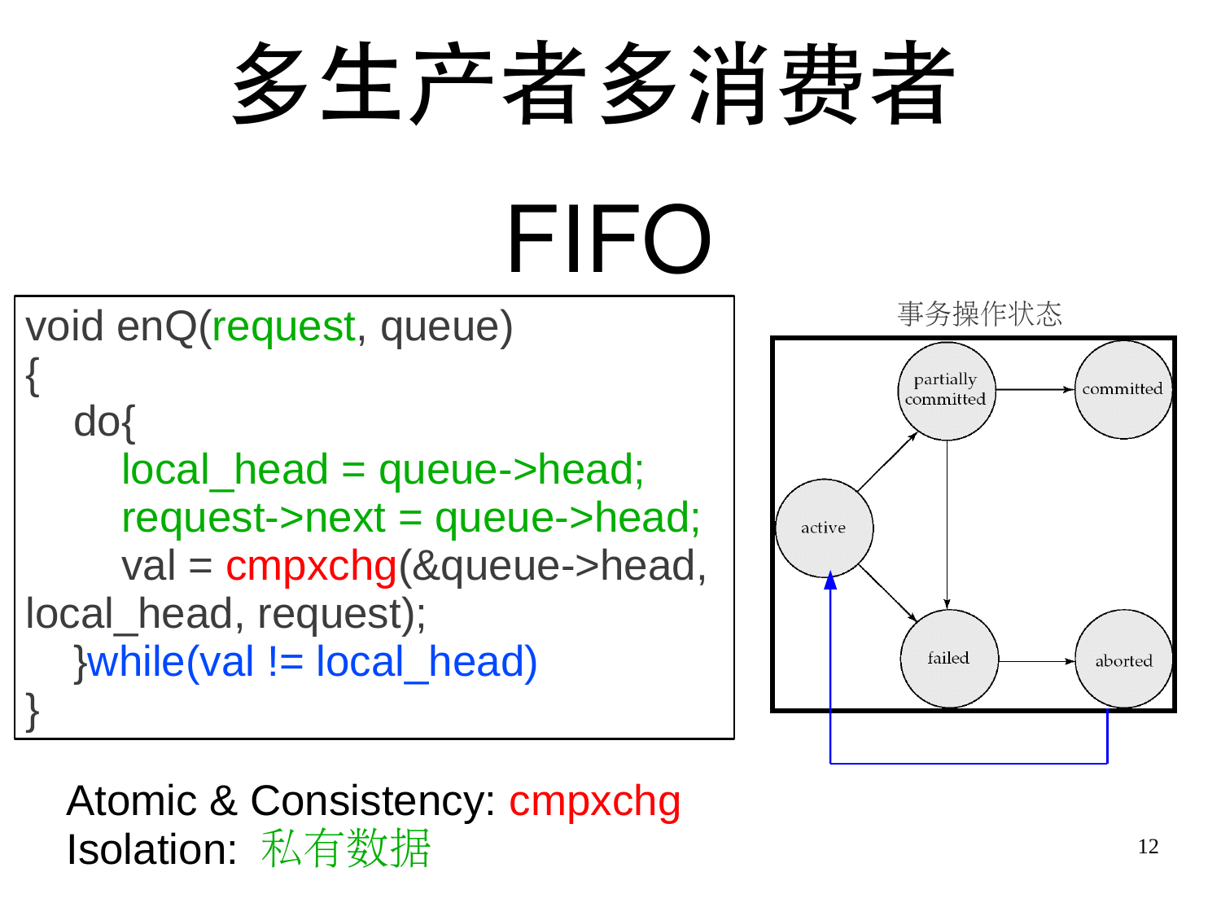# 多生产者多消费者

## FIFO

```
void enQ(request, queue)
{
    do{
        local_head = queue->head;
        request->next = queue->head;
        val = cmpxchg(&queue->head,
local_head, request);
    }while(val != local_head)
}
```

事务操作状态

- active → partially committed
- active → failed
- partially committed → committed
- partially committed → failed
- failed → aborted
- aborted → active

Atomic & Consistency: cmpxchg

Isolation: 私有数据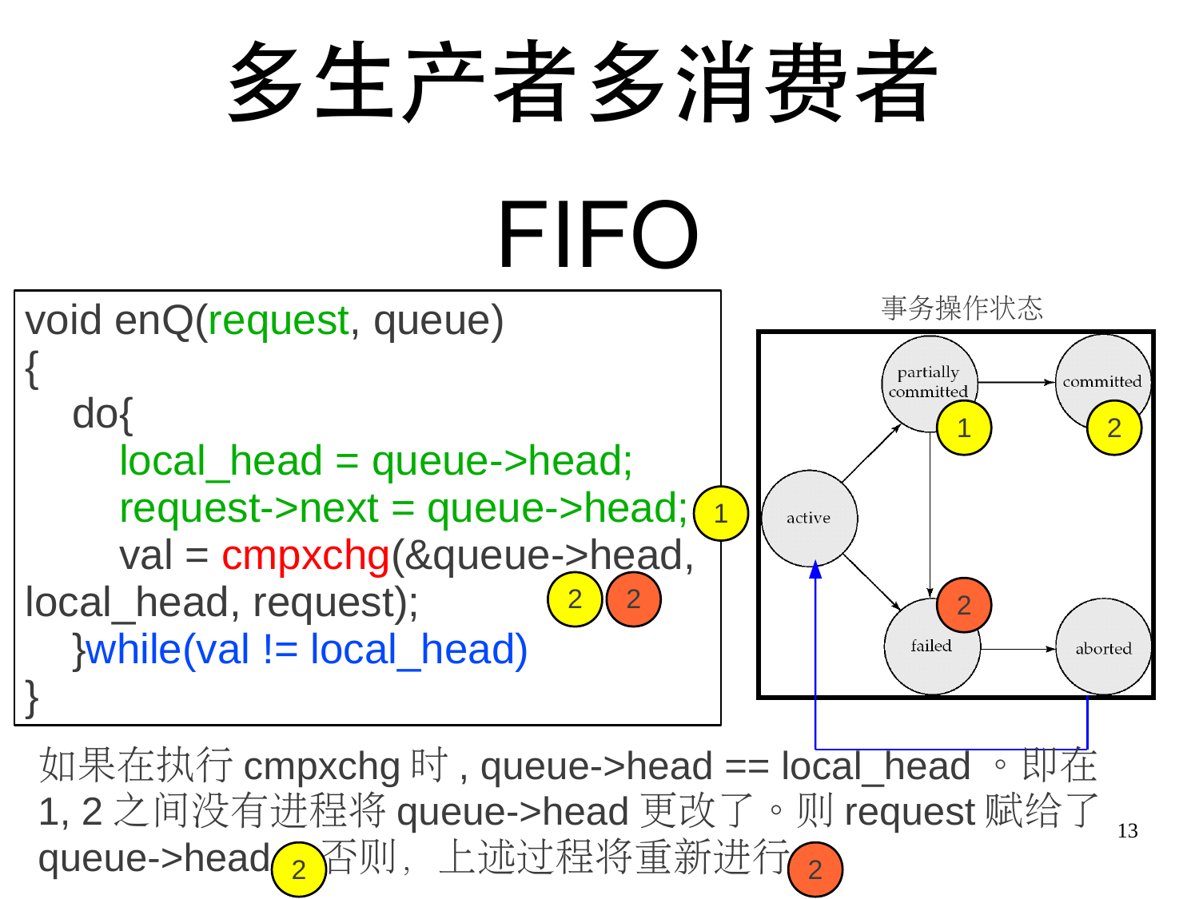# 多生产者多消费者

# FIFO

```
void enQ(request, queue)
{
    do{
        local_head = queue->head;
        request->next = queue->head;    (1)
        val = cmpxchg(&queue->head,
local_head, request);                   (2)(2)
    }while(val != local_head)
}
```

事务操作状态

- active → partially committed
- active → failed
- partially committed (1) → committed (2)
- partially committed → failed (2)
- failed → aborted
- aborted → active

如果在执行 cmpxchg 时，queue->head == local_head 。即在 1, 2 之间没有进程将 queue->head 更改了。则 request 赋给了 queue->head (2) 否则，上述过程将重新进行 (2)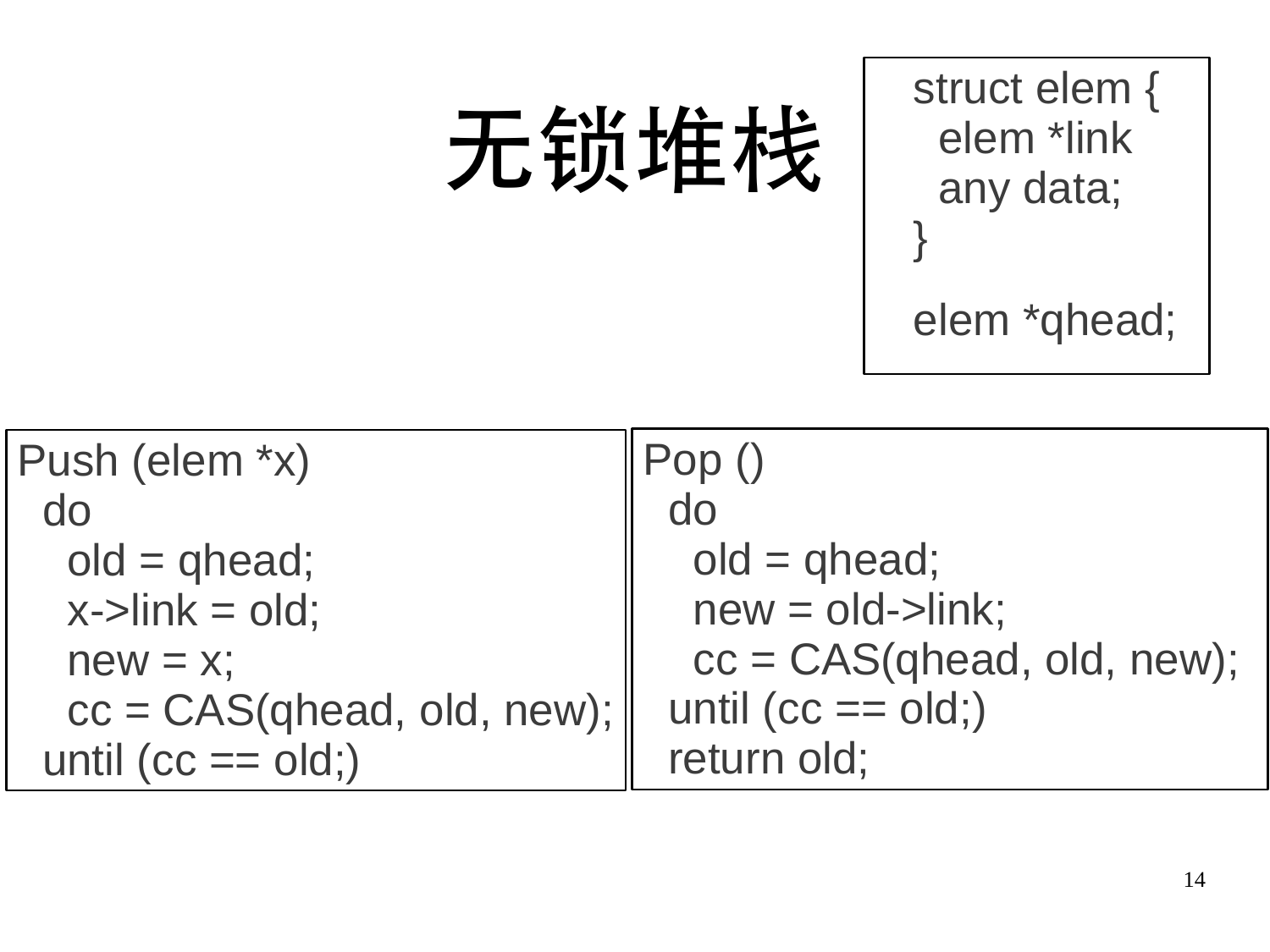# 无锁堆栈

```
struct elem {
  elem *link
  any data;
}

elem *qhead;
```

```
Push (elem *x)
  do
    old = qhead;
    x->link = old;
    new = x;
    cc = CAS(qhead, old, new);
  until (cc == old;)
```

```
Pop ()
  do
    old = qhead;
    new = old->link;
    cc = CAS(qhead, old, new);
  until (cc == old;)
  return old;
```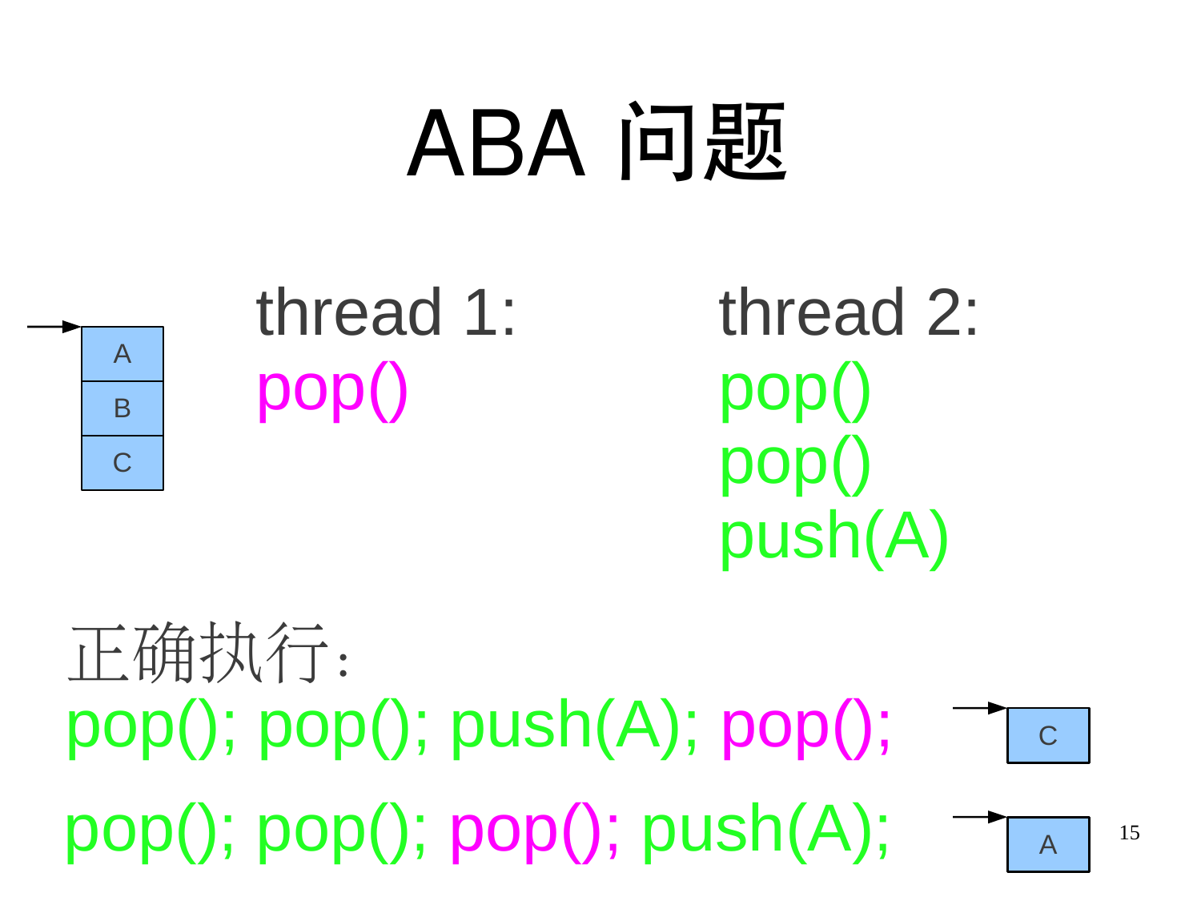# ABA 问题

A
B
C

thread 1:
pop()

thread 2:
pop()
pop()
push(A)

正确执行：

pop(); pop(); push(A); pop();

C

pop(); pop(); pop(); push(A);

A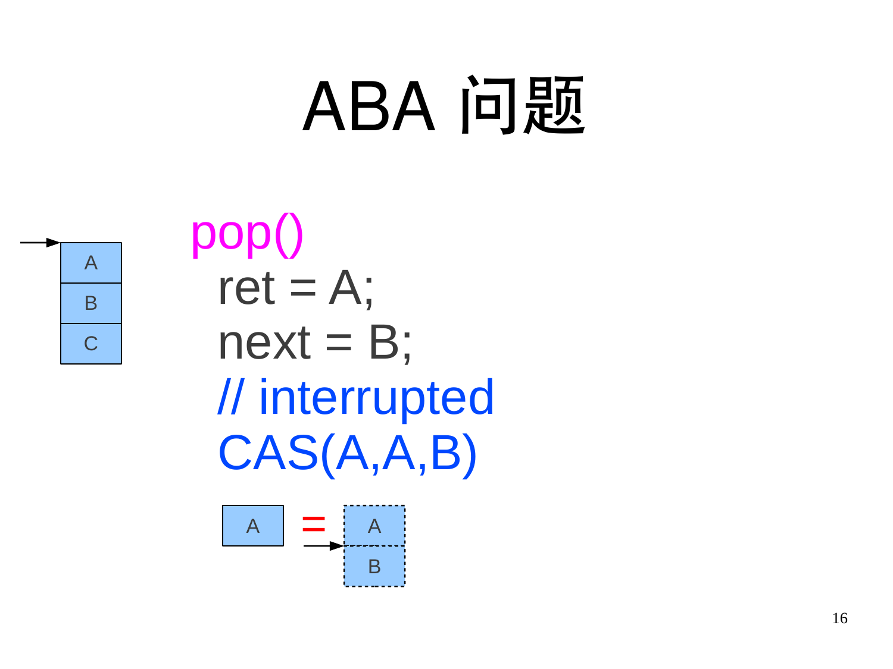# ABA 问题

```
pop()
  ret = A;
  next = B;
  // interrupted
  CAS(A,A,B)
```

A = A / B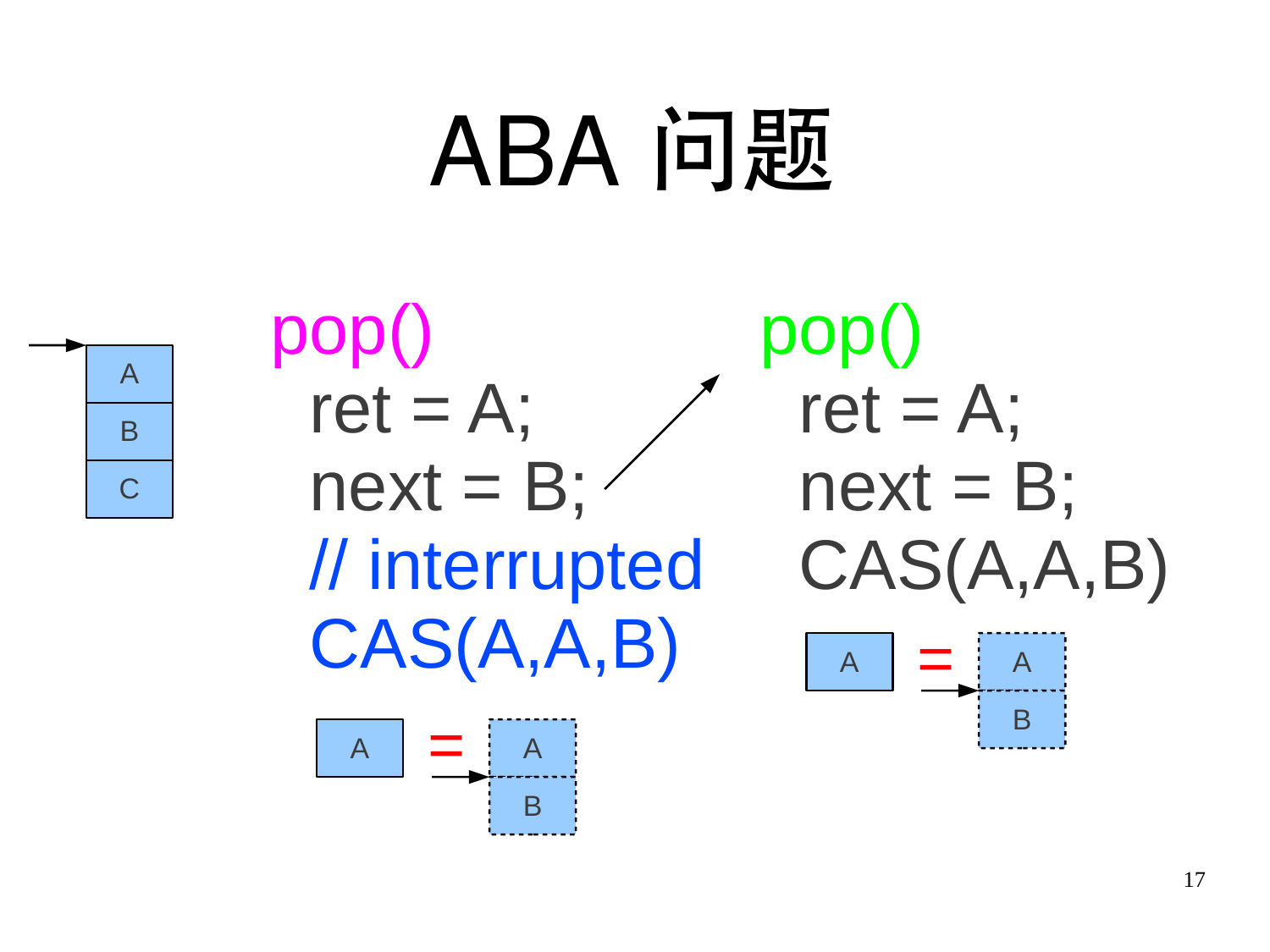# ABA 问题

```
pop()
  ret = A;
  next = B;
  // interrupted
  CAS(A,A,B)
```

```
pop()
  ret = A;
  next = B;
  CAS(A,A,B)
```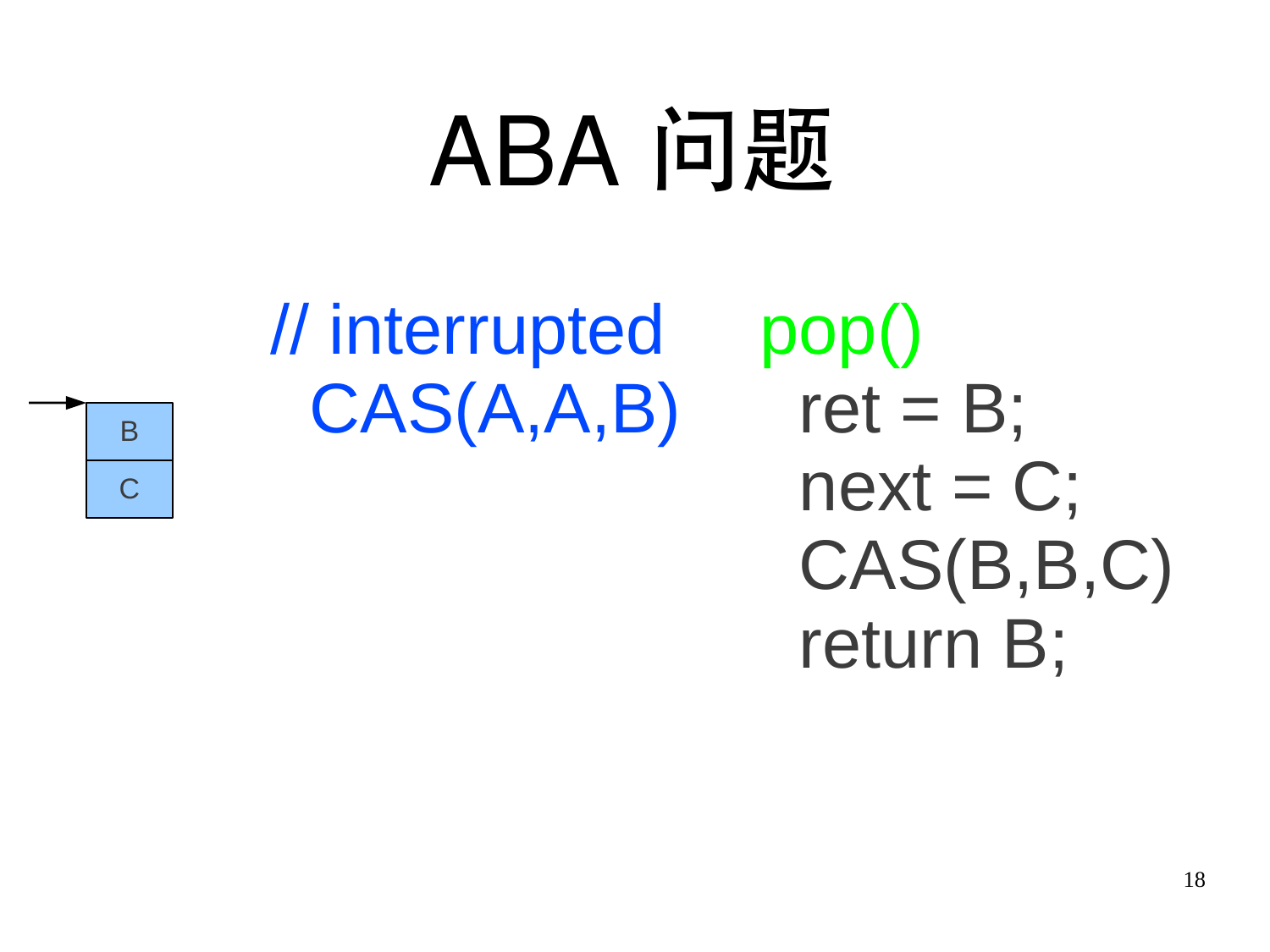# ABA 问题

```
// interrupted
  CAS(A,A,B)
```

```
pop()
  ret = B;
  next = C;
  CAS(B,B,C)
  return B;
```

B

C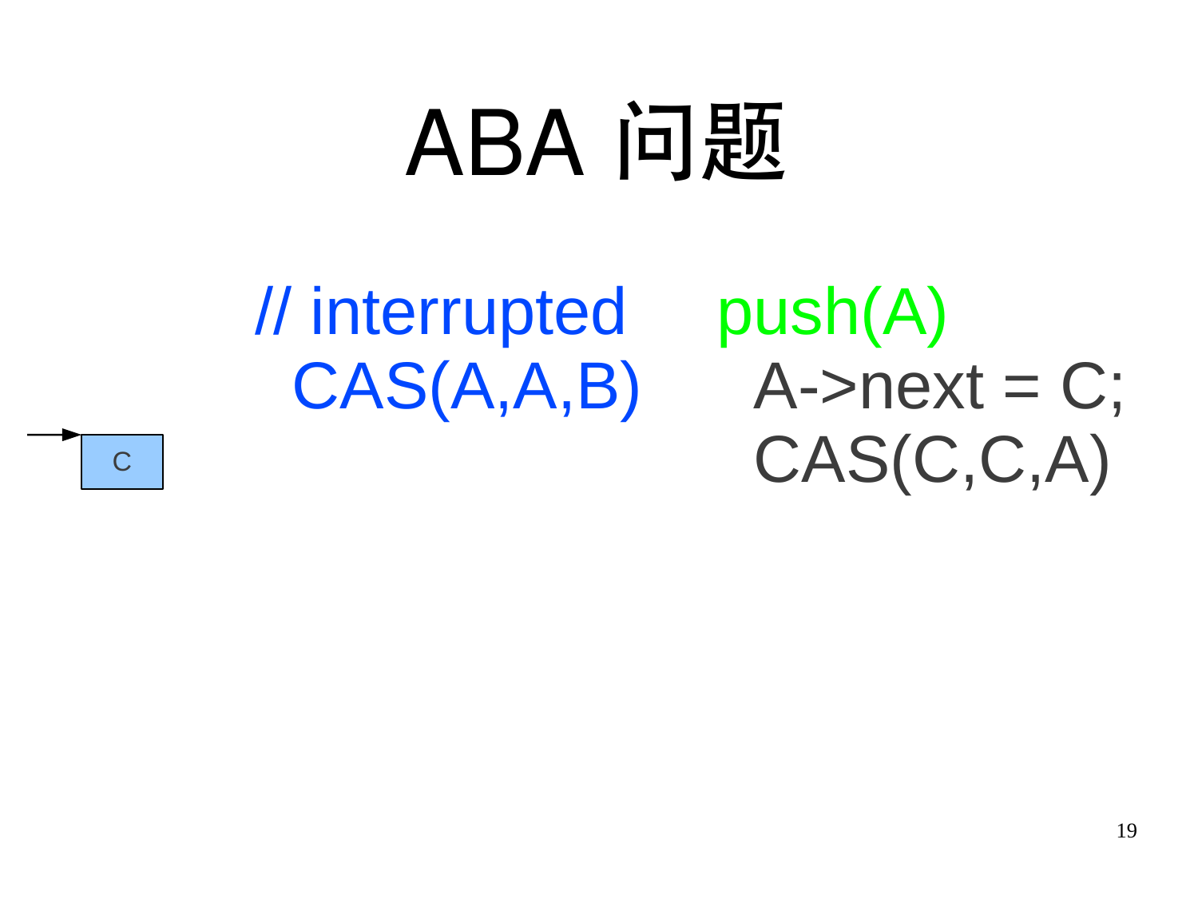# ABA 问题

```
// interrupted      push(A)
  CAS(A,A,B)          A->next = C;
                      CAS(C,C,A)
```

C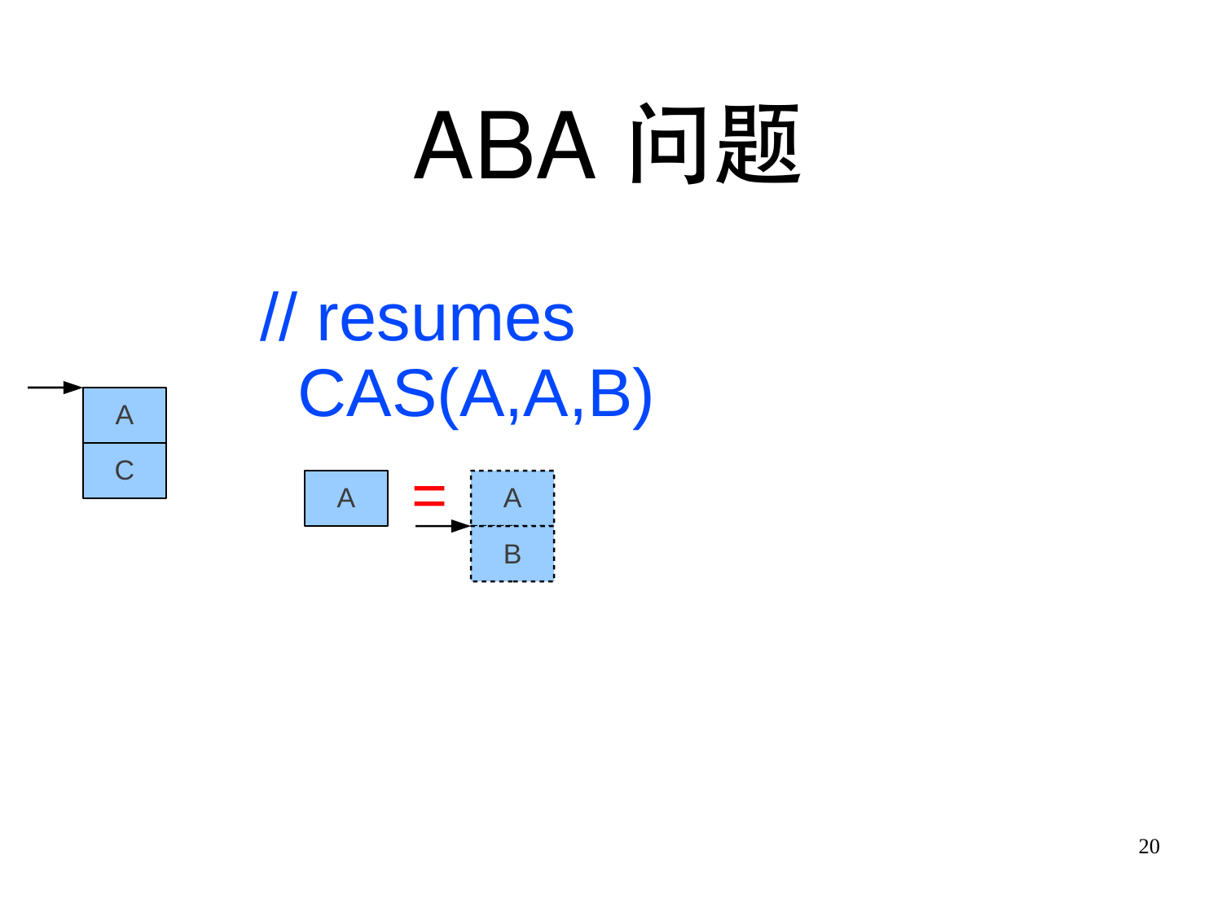# ABA 问题

// resumes
CAS(A,A,B)

A

C

A = A

B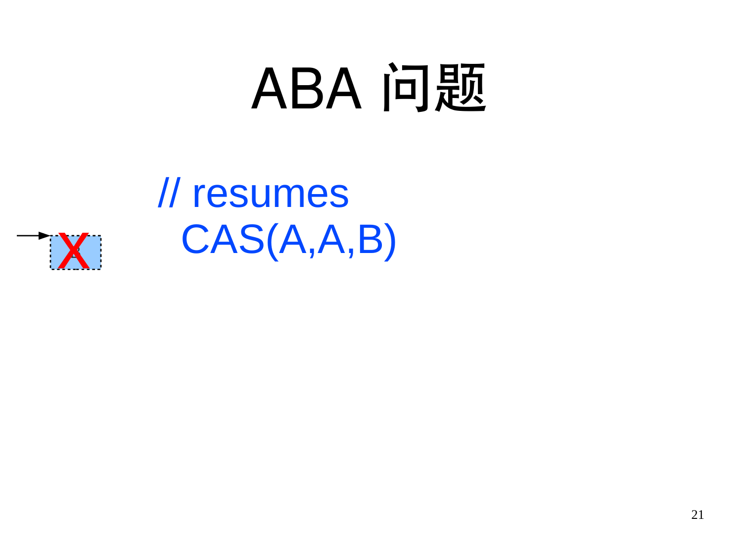# ABA 问题

```
// resumes
  CAS(A,A,B)
```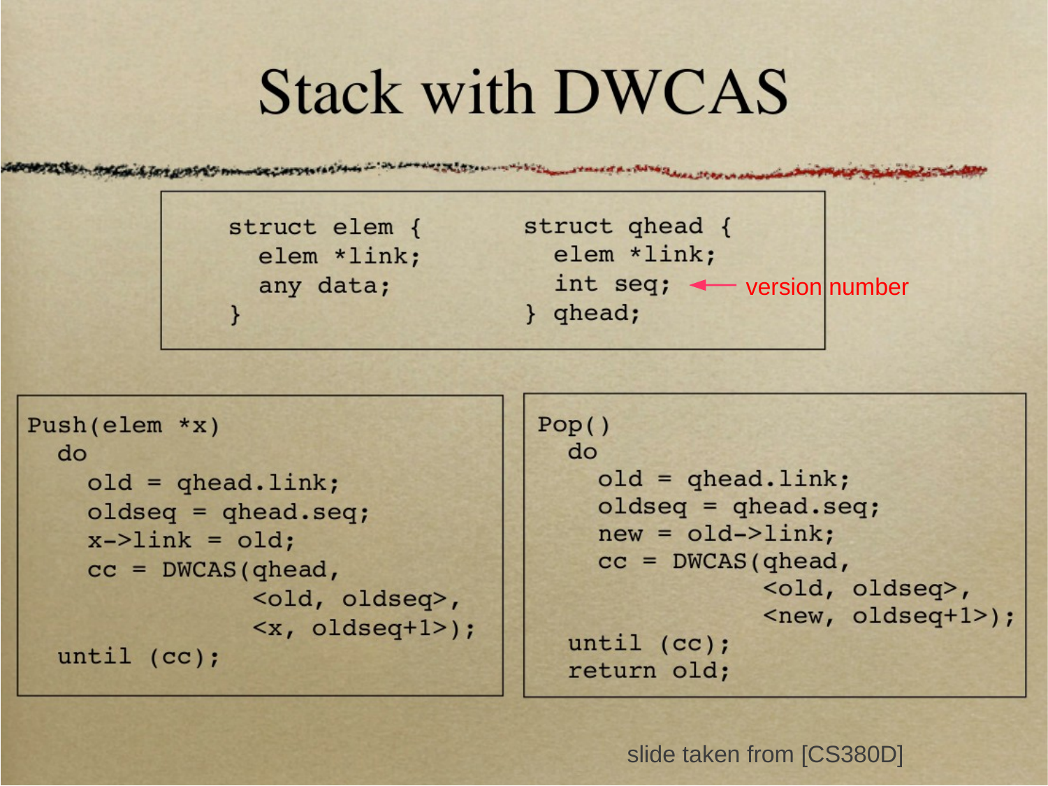# Stack with DWCAS

```
struct elem {
  elem *link;
  any data;
}
```

```
struct qhead {
  elem *link;
  int seq;      <-- version number
} qhead;
```

```
Push(elem *x)
  do
    old = qhead.link;
    oldseq = qhead.seq;
    x->link = old;
    cc = DWCAS(qhead,
               <old, oldseq>,
               <x, oldseq+1>);
  until (cc);
```

```
Pop()
  do
    old = qhead.link;
    oldseq = qhead.seq;
    new = old->link;
    cc = DWCAS(qhead,
               <old, oldseq>,
               <new, oldseq+1>);
  until (cc);
  return old;
```

slide taken from [CS380D]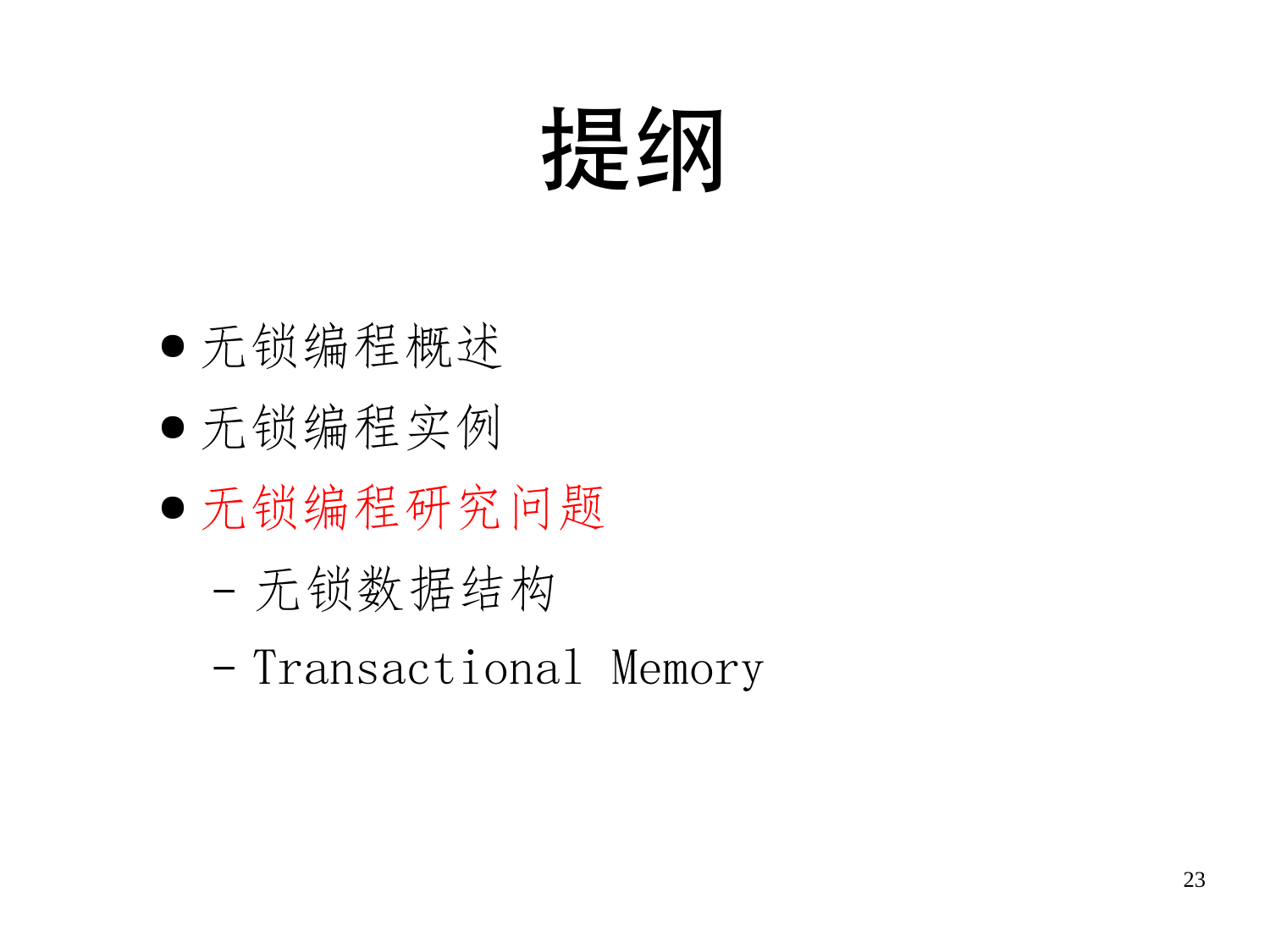# 提纲

- 无锁编程概述
- 无锁编程实例
- 无锁编程研究问题
  - 无锁数据结构
  - Transactional Memory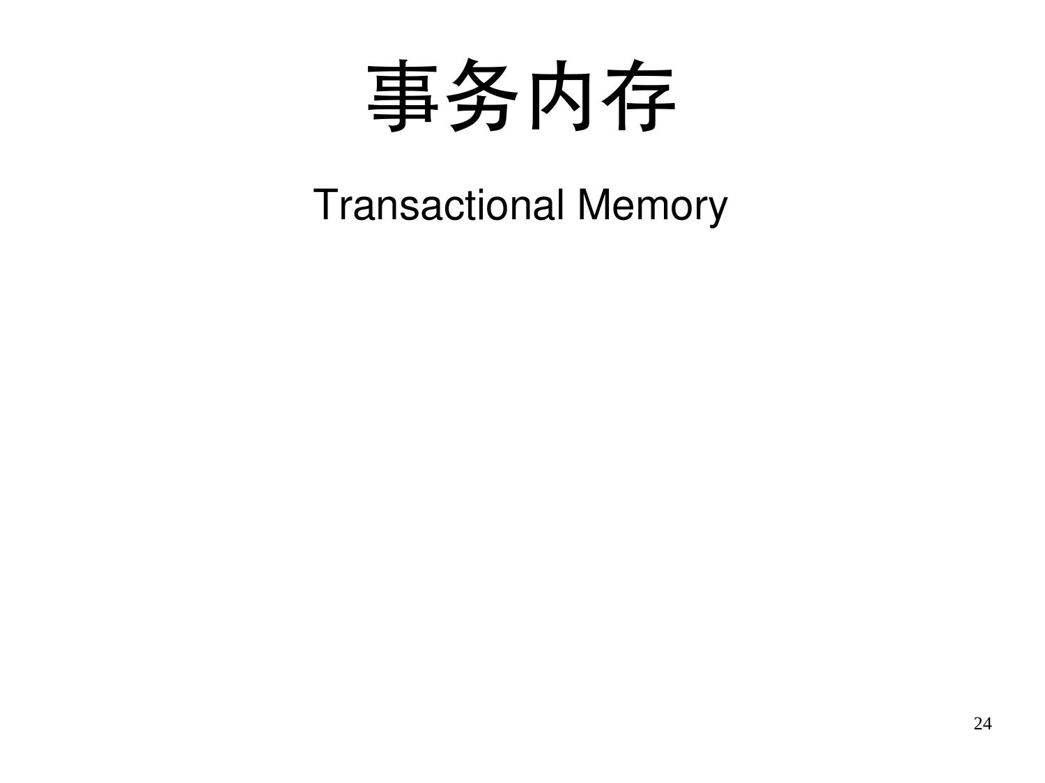# 事务内存

Transactional Memory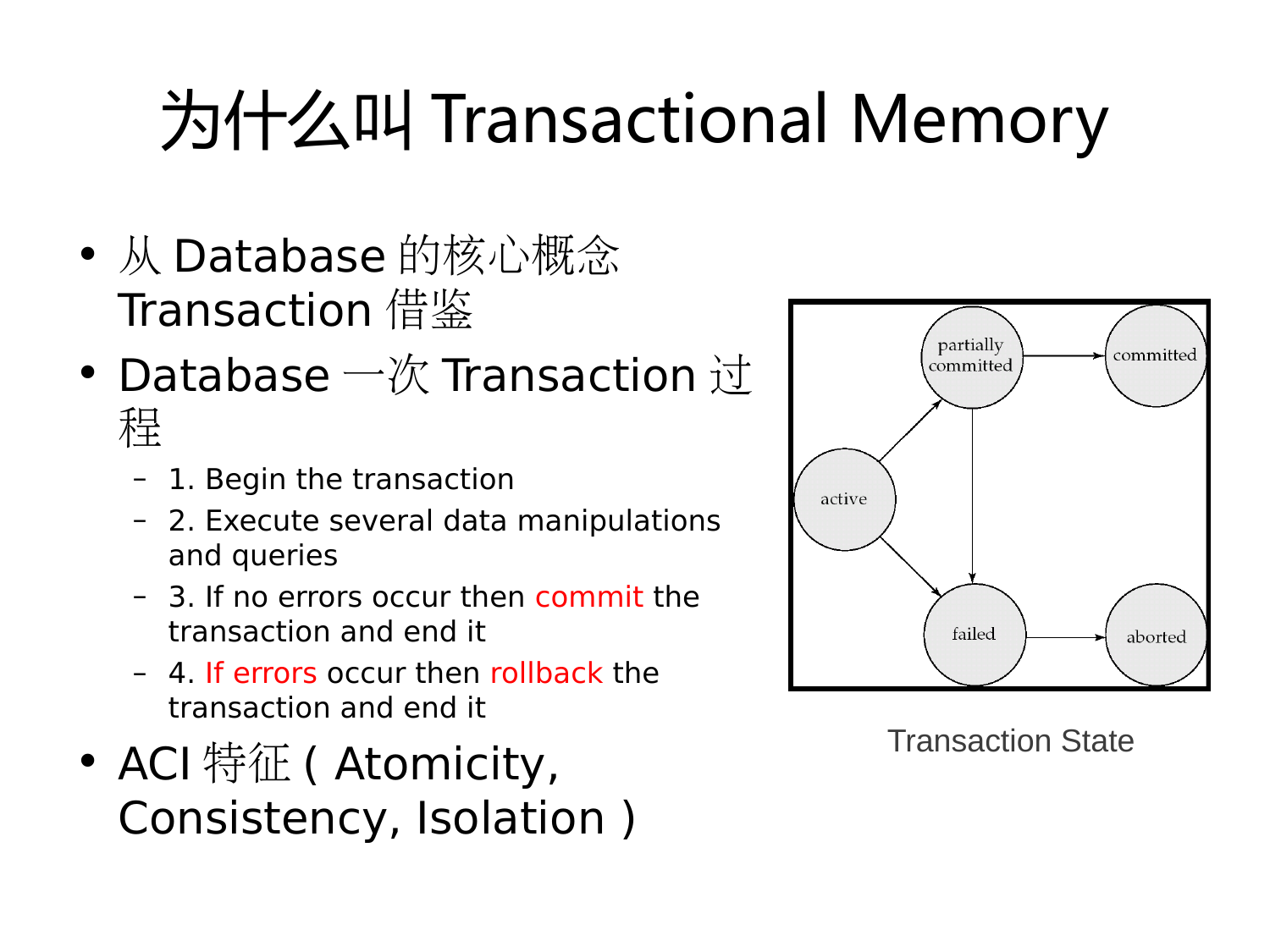# 为什么叫 Transactional Memory

- 从 Database 的核心概念 Transaction 借鉴
- Database 一次 Transaction 过程
  - 1. Begin the transaction
  - 2. Execute several data manipulations and queries
  - 3. If no errors occur then commit the transaction and end it
  - 4. If errors occur then rollback the transaction and end it
- ACI 特征 ( Atomicity, Consistency, Isolation )

Transaction State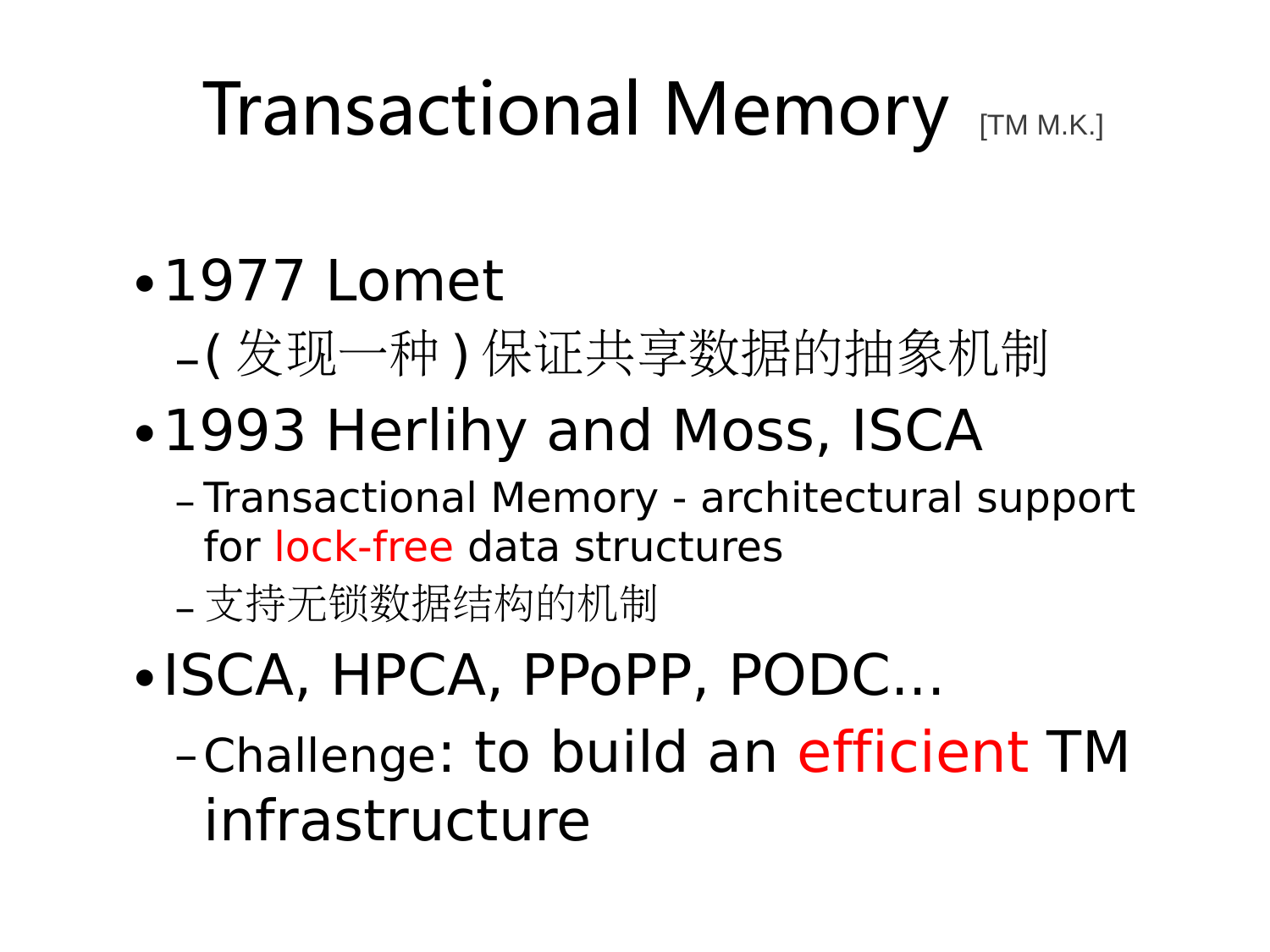# Transactional Memory [TM M.K.]

- 1977 Lomet
  - ( 发现一种 ) 保证共享数据的抽象机制
- 1993 Herlihy and Moss, ISCA
  - Transactional Memory - architectural support for lock-free data structures
  - 支持无锁数据结构的机制
- ISCA, HPCA, PPoPP, PODC…
  - Challenge: to build an efficient TM infrastructure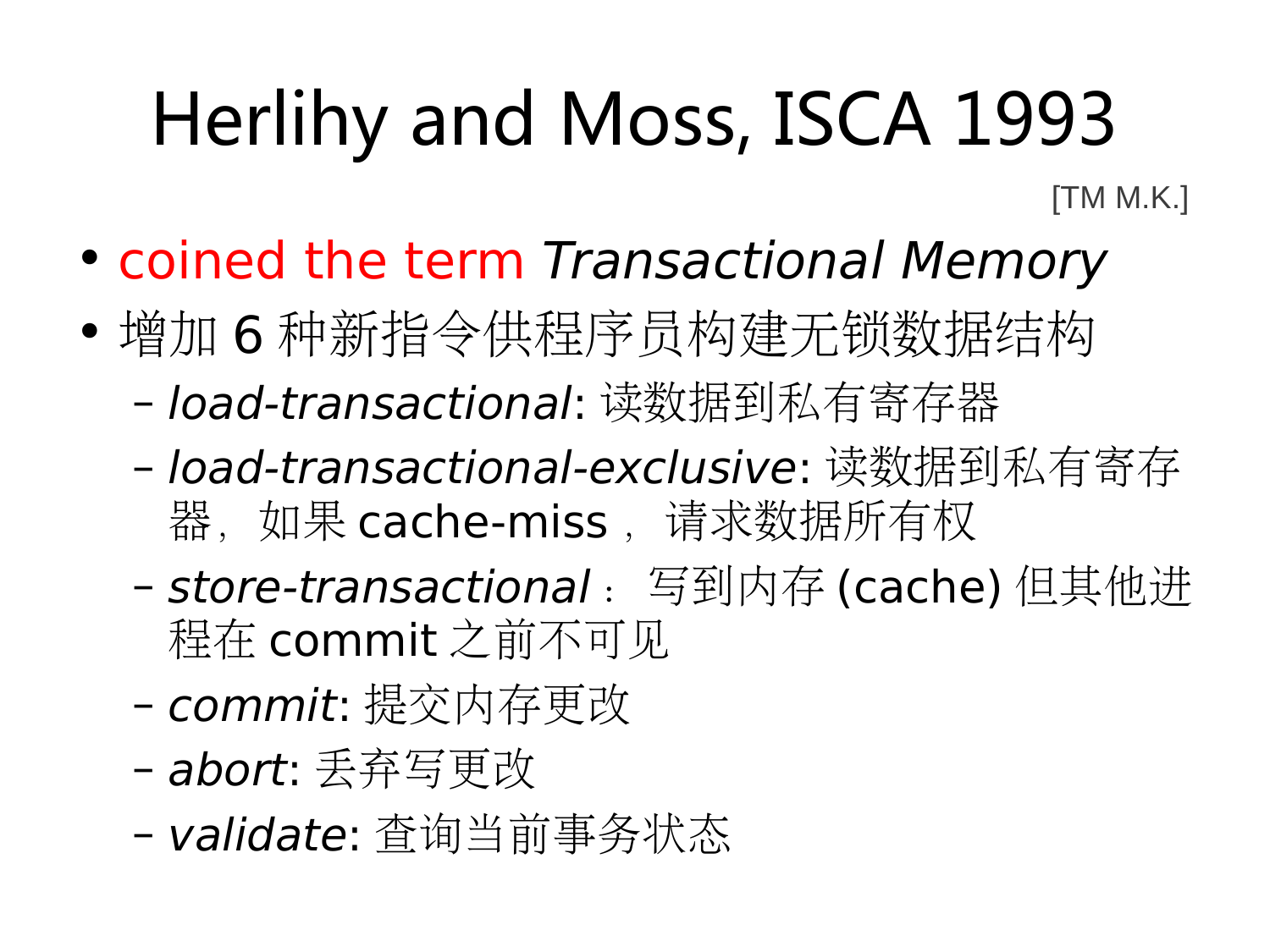# Herlihy and Moss, ISCA 1993

[TM M.K.]

- coined the term *Transactional Memory*
- 增加 6 种新指令供程序员构建无锁数据结构
  - *load-transactional*: 读数据到私有寄存器
  - *load-transactional-exclusive*: 读数据到私有寄存器，如果 cache-miss，请求数据所有权
  - *store-transactional*：写到内存 (cache) 但其他进程在 commit 之前不可见
  - *commit*: 提交内存更改
  - *abort*: 丢弃写更改
  - *validate*: 查询当前事务状态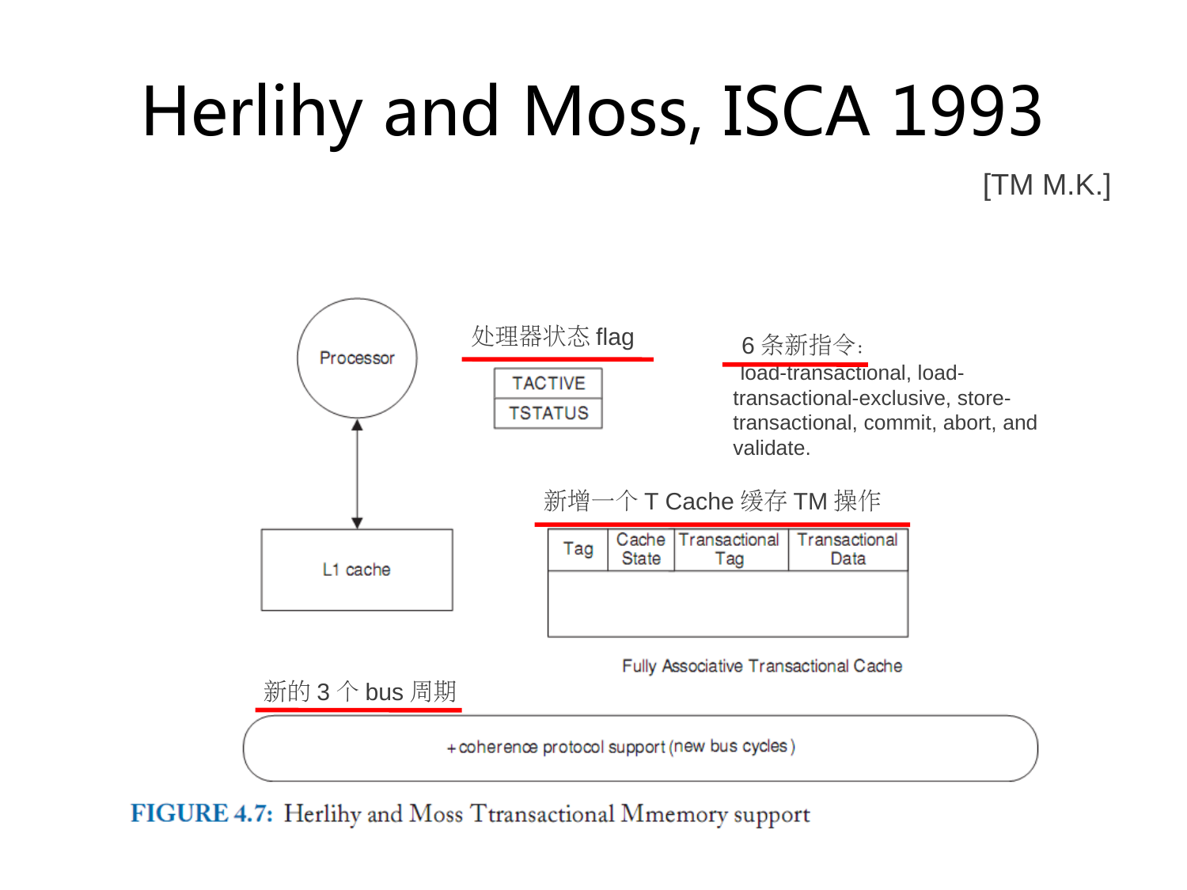# Herlihy and Moss, ISCA 1993

[TM M.K.]

Processor

L1 cache

处理器状态 flag

| TACTIVE |
| --- |
| TSTATUS |

6 条新指令：

load-transactional, load-transactional-exclusive, store-transactional, commit, abort, and validate.

新增一个 T Cache 缓存 TM 操作

| Tag | Cache State | Transactional Tag | Transactional Data |
| --- | --- | --- | --- |
| | | | |

Fully Associative Transactional Cache

新的 3 个 bus 周期

+ coherence protocol support (new bus cycles)

**FIGURE 4.7:** Herlihy and Moss Ttransactional Mmemory support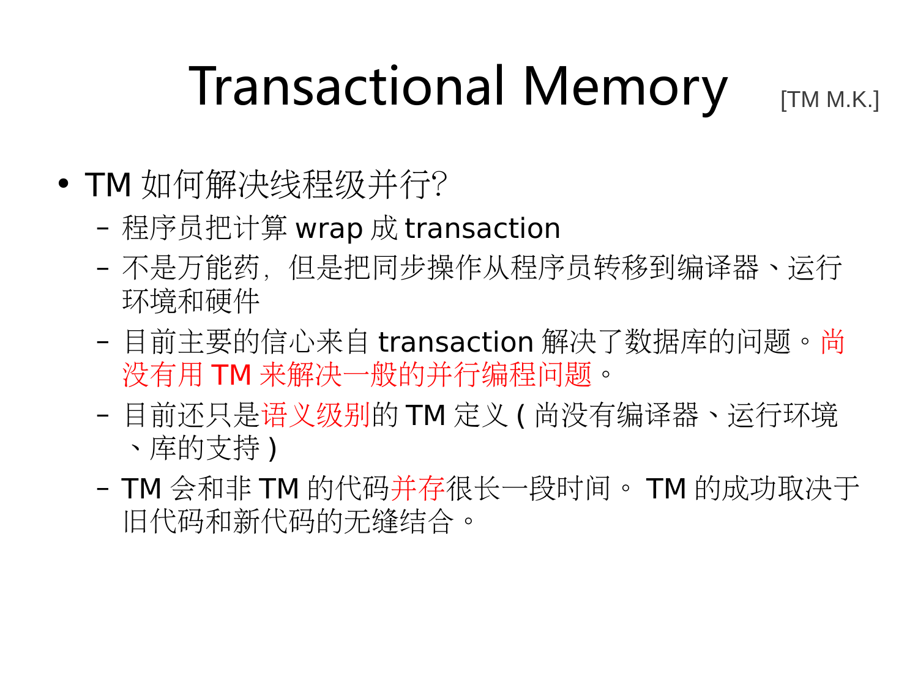# Transactional Memory [TM M.K.]

- TM 如何解决线程级并行?
  - 程序员把计算 wrap 成 transaction
  - 不是万能药，但是把同步操作从程序员转移到编译器、运行环境和硬件
  - 目前主要的信心来自 transaction 解决了数据库的问题。尚没有用 TM 来解决一般的并行编程问题。
  - 目前还只是语义级别的 TM 定义 ( 尚没有编译器、运行环境、库的支持 )
  - TM 会和非 TM 的代码并存很长一段时间。 TM 的成功取决于旧代码和新代码的无缝结合。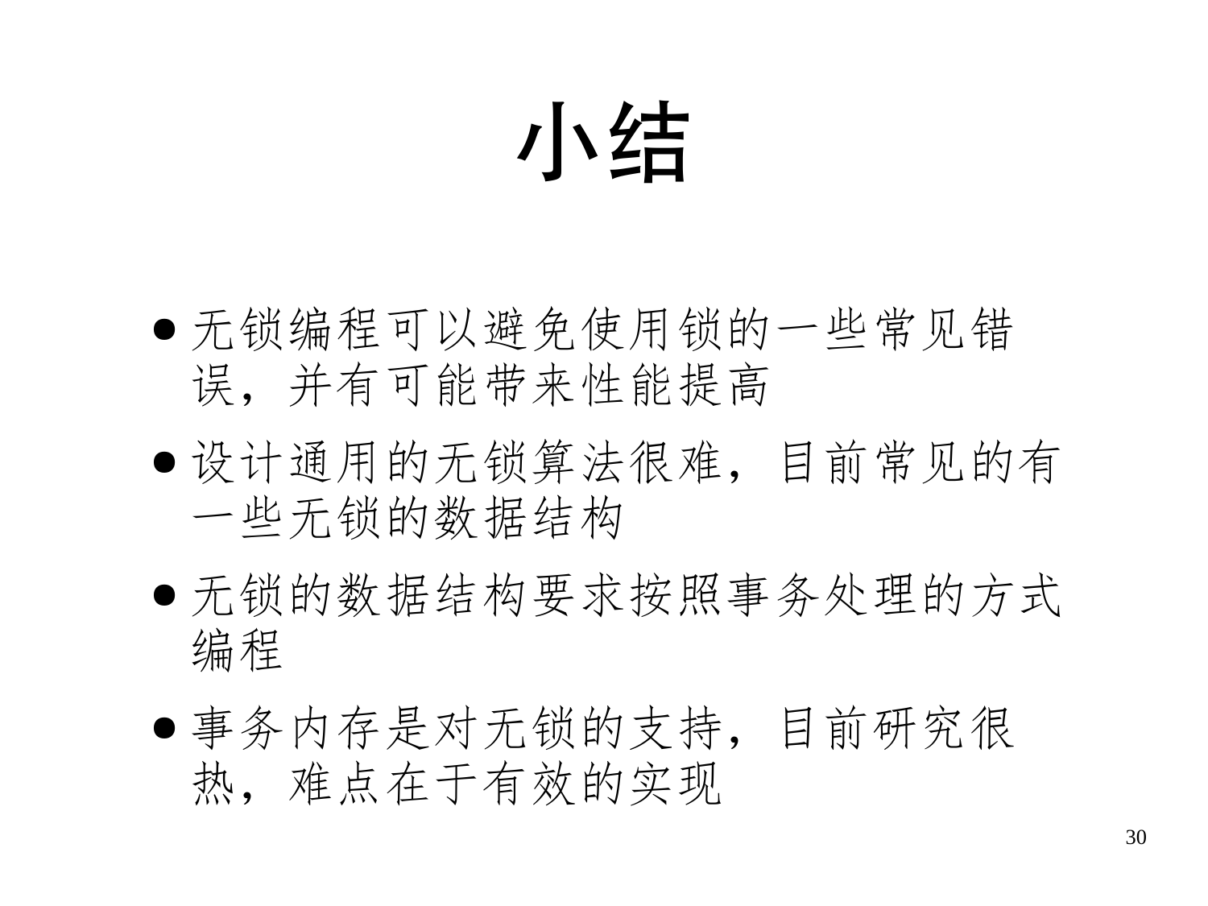# 小结

- 无锁编程可以避免使用锁的一些常见错误，并有可能带来性能提高
- 设计通用的无锁算法很难，目前常见的有一些无锁的数据结构
- 无锁的数据结构要求按照事务处理的方式编程
- 事务内存是对无锁的支持，目前研究很热，难点在于有效的实现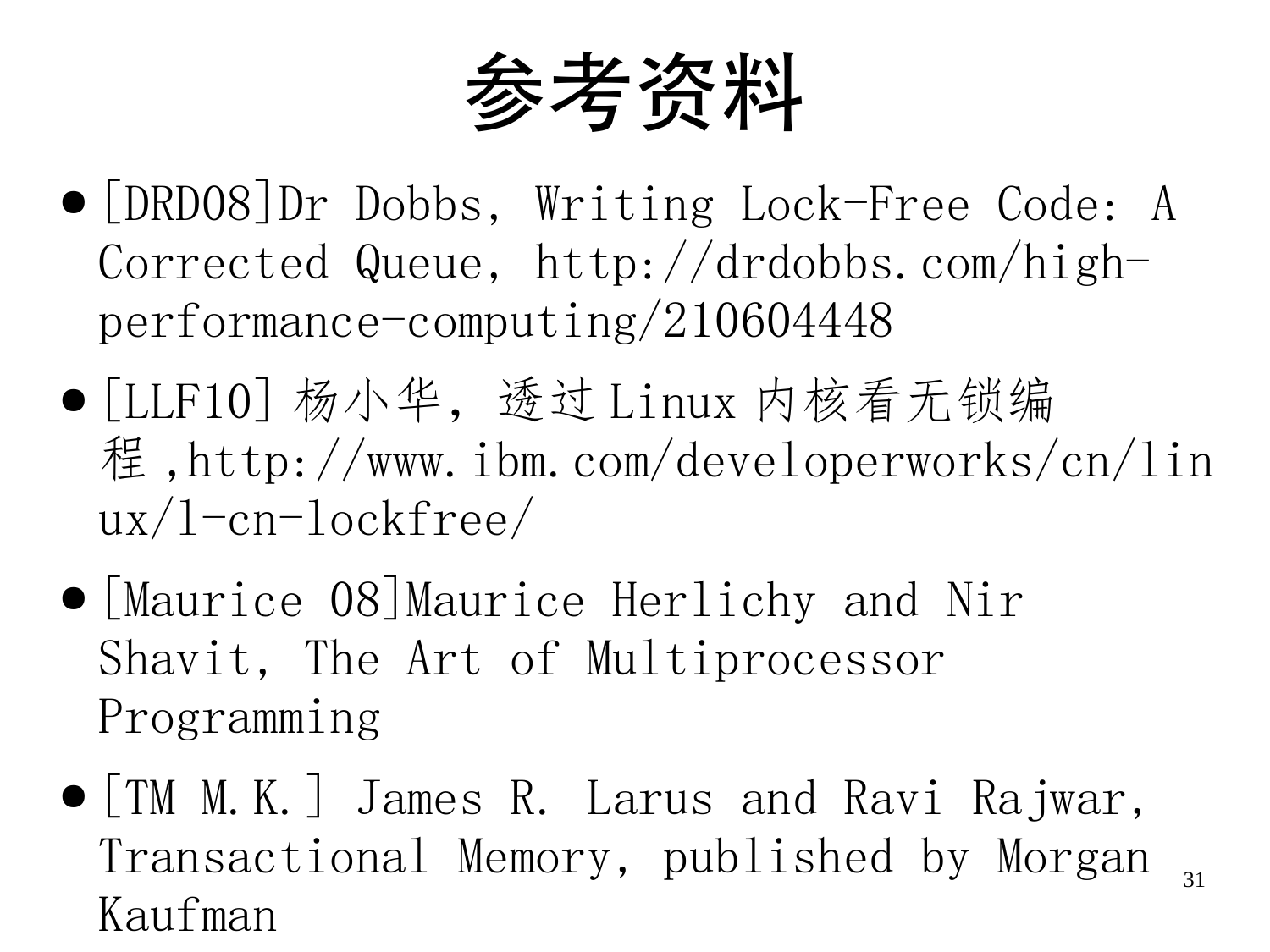# 参考资料

- [DRD08]Dr Dobbs, Writing Lock-Free Code: A Corrected Queue, http://drdobbs.com/high-performance-computing/210604448
- [LLF10] 杨小华，透过 Linux 内核看无锁编程 ,http://www.ibm.com/developerworks/cn/linux/l-cn-lockfree/
- [Maurice 08]Maurice Herlichy and Nir Shavit, The Art of Multiprocessor Programming
- [TM M.K.] James R. Larus and Ravi Rajwar, Transactional Memory, published by Morgan Kaufman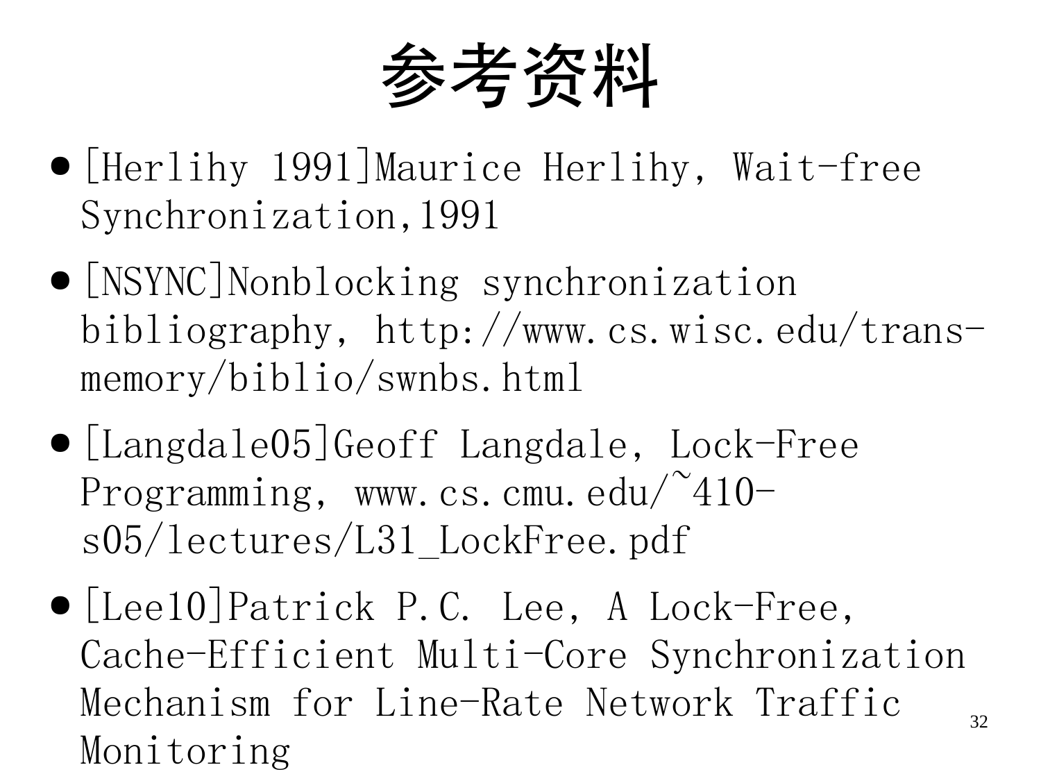# 参考资料

- [Herlihy 1991]Maurice Herlihy, Wait-free Synchronization,1991
- [NSYNC]Nonblocking synchronization bibliography, http://www.cs.wisc.edu/trans-memory/biblio/swnbs.html
- [Langdale05]Geoff Langdale, Lock-Free Programming, www.cs.cmu.edu/~410-s05/lectures/L31_LockFree.pdf
- [Lee10]Patrick P.C. Lee, A Lock-Free, Cache-Efficient Multi-Core Synchronization Mechanism for Line-Rate Network Traffic Monitoring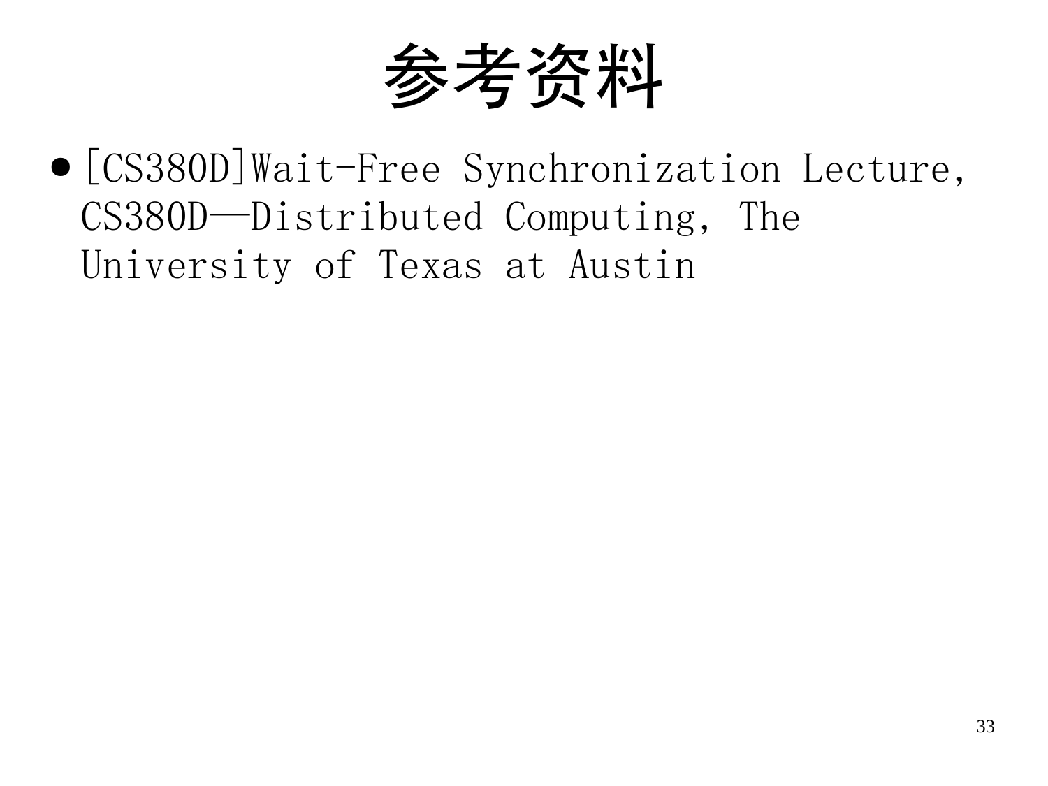# 参考资料

- [CS380D]Wait-Free Synchronization Lecture, CS380D—Distributed Computing, The University of Texas at Austin